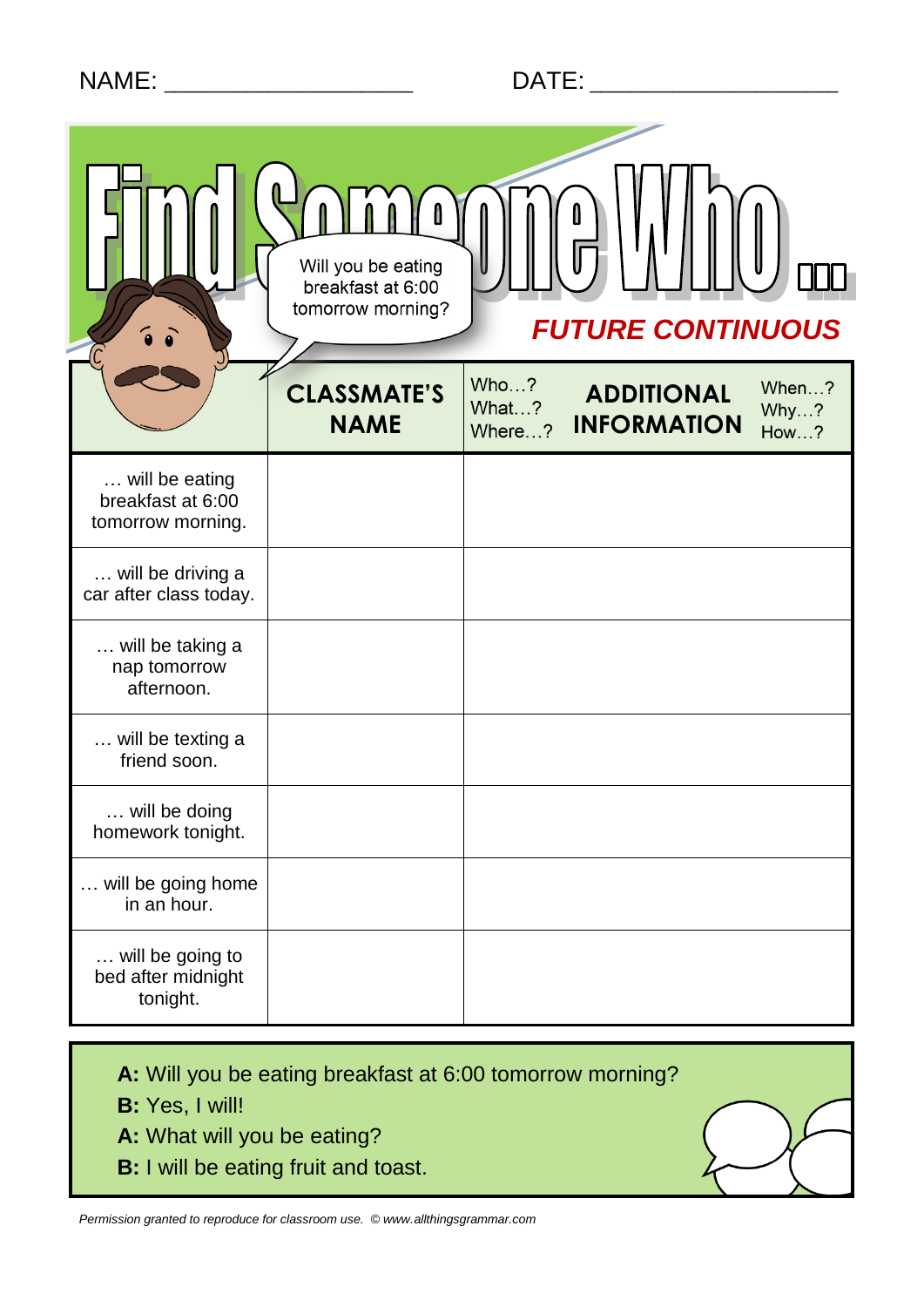NAME: ___________________ DATE: ___________________

# Find Someone Who …

Will you be eating breakfast at 6:00 tomorrow morning?

## *FUTURE CONTINUOUS*

| | CLASSMATE'S NAME | Who…? What…? Where…? **ADDITIONAL INFORMATION** When…? Why…? How…? |
|---|---|---|
| … will be eating breakfast at 6:00 tomorrow morning. | | |
| … will be driving a car after class today. | | |
| … will be taking a nap tomorrow afternoon. | | |
| … will be texting a friend soon. | | |
| … will be doing homework tonight. | | |
| … will be going home in an hour. | | |
| … will be going to bed after midnight tonight. | | |

**A:** Will you be eating breakfast at 6:00 tomorrow morning?
**B:** Yes, I will!
**A:** What will you be eating?
**B:** I will be eating fruit and toast.

*Permission granted to reproduce for classroom use. © www.allthingsgrammar.com*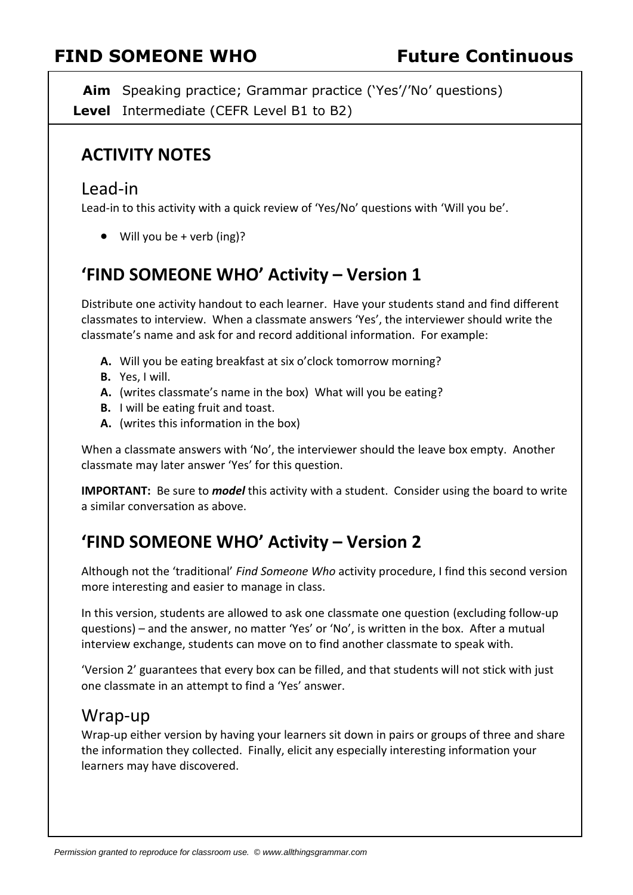# FIND SOMEONE WHO — Future Continuous

**Aim** Speaking practice; Grammar practice ('Yes'/'No' questions)
**Level** Intermediate (CEFR Level B1 to B2)

## ACTIVITY NOTES

### Lead-in

Lead-in to this activity with a quick review of 'Yes/No' questions with 'Will you be'.

- Will you be + verb (ing)?

## 'FIND SOMEONE WHO' Activity – Version 1

Distribute one activity handout to each learner. Have your students stand and find different classmates to interview. When a classmate answers 'Yes', the interviewer should write the classmate's name and ask for and record additional information. For example:

**A.** Will you be eating breakfast at six o'clock tomorrow morning?
**B.** Yes, I will.
**A.** (writes classmate's name in the box) What will you be eating?
**B.** I will be eating fruit and toast.
**A.** (writes this information in the box)

When a classmate answers with 'No', the interviewer should the leave box empty. Another classmate may later answer 'Yes' for this question.

**IMPORTANT:** Be sure to ***model*** this activity with a student. Consider using the board to write a similar conversation as above.

## 'FIND SOMEONE WHO' Activity – Version 2

Although not the 'traditional' *Find Someone Who* activity procedure, I find this second version more interesting and easier to manage in class.

In this version, students are allowed to ask one classmate one question (excluding follow-up questions) – and the answer, no matter 'Yes' or 'No', is written in the box. After a mutual interview exchange, students can move on to find another classmate to speak with.

'Version 2' guarantees that every box can be filled, and that students will not stick with just one classmate in an attempt to find a 'Yes' answer.

### Wrap-up

Wrap-up either version by having your learners sit down in pairs or groups of three and share the information they collected. Finally, elicit any especially interesting information your learners may have discovered.

*Permission granted to reproduce for classroom use. © www.allthingsgrammar.com*